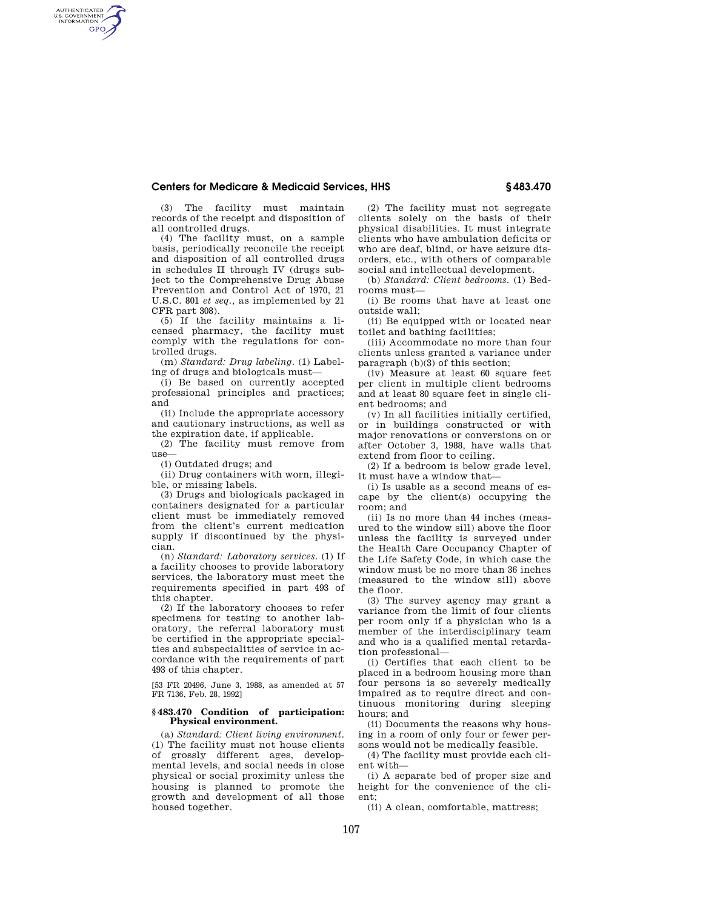(3) The facility must maintain records of the receipt and disposition of all controlled drugs.

(4) The facility must, on a sample basis, periodically reconcile the receipt and disposition of all controlled drugs in schedules II through IV (drugs subject to the Comprehensive Drug Abuse Prevention and Control Act of 1970, 21 U.S.C. 801 *et seq.*, as implemented by 21 CFR part 308).

(5) If the facility maintains a licensed pharmacy, the facility must comply with the regulations for controlled drugs.

(m) *Standard: Drug labeling.* (1) Labeling of drugs and biologicals must—

(i) Be based on currently accepted professional principles and practices; and

(ii) Include the appropriate accessory and cautionary instructions, as well as the expiration date, if applicable.

(2) The facility must remove from use—

(i) Outdated drugs; and

(ii) Drug containers with worn, illegible, or missing labels.

(3) Drugs and biologicals packaged in containers designated for a particular client must be immediately removed from the client's current medication supply if discontinued by the physician.

(n) *Standard: Laboratory services.* (1) If a facility chooses to provide laboratory services, the laboratory must meet the requirements specified in part 493 of this chapter.

(2) If the laboratory chooses to refer specimens for testing to another laboratory, the referral laboratory must be certified in the appropriate specialties and subspecialities of service in accordance with the requirements of part 493 of this chapter.

[53 FR 20496, June 3, 1988, as amended at 57 FR 7136, Feb. 28, 1992]

## § 483.470 Condition of participation: Physical environment.

(a) *Standard: Client living environment.* (1) The facility must not house clients of grossly different ages, developmental levels, and social needs in close physical or social proximity unless the housing is planned to promote the growth and development of all those housed together.

(2) The facility must not segregate clients solely on the basis of their physical disabilities. It must integrate clients who have ambulation deficits or who are deaf, blind, or have seizure disorders, etc., with others of comparable social and intellectual development.

(b) *Standard: Client bedrooms.* (1) Bedrooms must—

(i) Be rooms that have at least one outside wall;

(ii) Be equipped with or located near toilet and bathing facilities;

(iii) Accommodate no more than four clients unless granted a variance under paragraph (b)(3) of this section;

(iv) Measure at least 60 square feet per client in multiple client bedrooms and at least 80 square feet in single client bedrooms; and

(v) In all facilities initially certified, or in buildings constructed or with major renovations or conversions on or after October 3, 1988, have walls that extend from floor to ceiling.

(2) If a bedroom is below grade level, it must have a window that—

(i) Is usable as a second means of escape by the client(s) occupying the room; and

(ii) Is no more than 44 inches (measured to the window sill) above the floor unless the facility is surveyed under the Health Care Occupancy Chapter of the Life Safety Code, in which case the window must be no more than 36 inches (measured to the window sill) above the floor.

(3) The survey agency may grant a variance from the limit of four clients per room only if a physician who is a member of the interdisciplinary team and who is a qualified mental retardation professional—

(i) Certifies that each client to be placed in a bedroom housing more than four persons is so severely medically impaired as to require direct and continuous monitoring during sleeping hours; and

(ii) Documents the reasons why housing in a room of only four or fewer persons would not be medically feasible.

(4) The facility must provide each client with—

(i) A separate bed of proper size and height for the convenience of the client;

(ii) A clean, comfortable, mattress;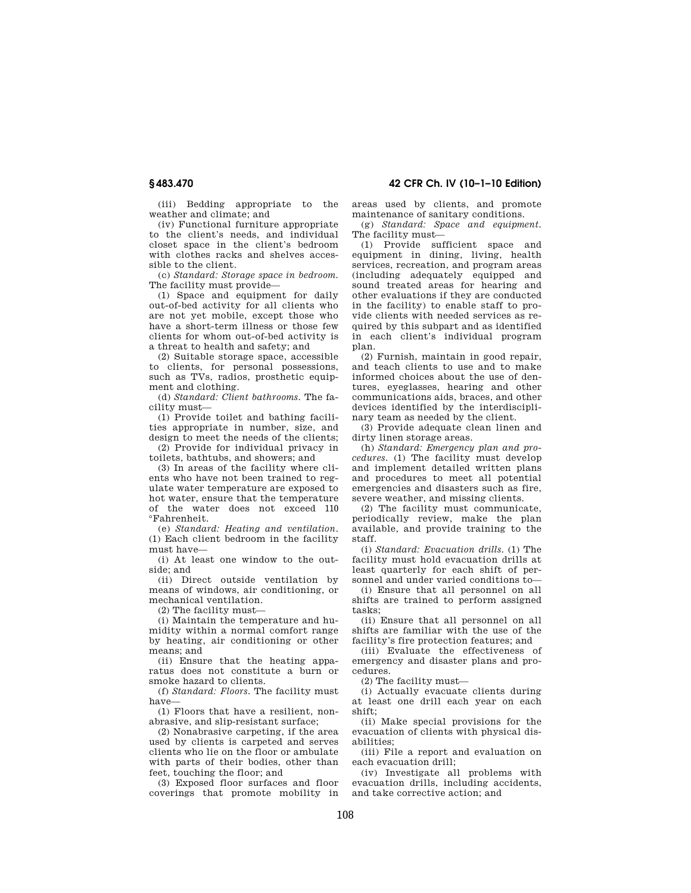(iii) Bedding appropriate to the weather and climate; and

(iv) Functional furniture appropriate to the client's needs, and individual closet space in the client's bedroom with clothes racks and shelves accessible to the client.

(c) *Standard: Storage space in bedroom.* The facility must provide—

(1) Space and equipment for daily out-of-bed activity for all clients who are not yet mobile, except those who have a short-term illness or those few clients for whom out-of-bed activity is a threat to health and safety; and

(2) Suitable storage space, accessible to clients, for personal possessions, such as TVs, radios, prosthetic equipment and clothing.

(d) *Standard: Client bathrooms.* The facility must—

(1) Provide toilet and bathing facilities appropriate in number, size, and design to meet the needs of the clients;

(2) Provide for individual privacy in toilets, bathtubs, and showers; and

(3) In areas of the facility where clients who have not been trained to regulate water temperature are exposed to hot water, ensure that the temperature of the water does not exceed 110 °Fahrenheit.

(e) *Standard: Heating and ventilation.* (1) Each client bedroom in the facility must have—

(i) At least one window to the outside; and

(ii) Direct outside ventilation by means of windows, air conditioning, or mechanical ventilation.

(2) The facility must—

(i) Maintain the temperature and humidity within a normal comfort range by heating, air conditioning or other means; and

(ii) Ensure that the heating apparatus does not constitute a burn or smoke hazard to clients.

(f) *Standard: Floors.* The facility must have—

(1) Floors that have a resilient, nonabrasive, and slip-resistant surface;

(2) Nonabrasive carpeting, if the area used by clients is carpeted and serves clients who lie on the floor or ambulate with parts of their bodies, other than feet, touching the floor; and

(3) Exposed floor surfaces and floor coverings that promote mobility in areas used by clients, and promote maintenance of sanitary conditions.

(g) *Standard: Space and equipment.* The facility must—

(1) Provide sufficient space and equipment in dining, living, health services, recreation, and program areas (including adequately equipped and sound treated areas for hearing and other evaluations if they are conducted in the facility) to enable staff to provide clients with needed services as required by this subpart and as identified in each client's individual program plan.

(2) Furnish, maintain in good repair, and teach clients to use and to make informed choices about the use of dentures, eyeglasses, hearing and other communications aids, braces, and other devices identified by the interdisciplinary team as needed by the client.

(3) Provide adequate clean linen and dirty linen storage areas.

(h) *Standard: Emergency plan and procedures.* (1) The facility must develop and implement detailed written plans and procedures to meet all potential emergencies and disasters such as fire, severe weather, and missing clients.

(2) The facility must communicate, periodically review, make the plan available, and provide training to the staff.

(i) *Standard: Evacuation drills.* (1) The facility must hold evacuation drills at least quarterly for each shift of personnel and under varied conditions to—

(i) Ensure that all personnel on all shifts are trained to perform assigned tasks;

(ii) Ensure that all personnel on all shifts are familiar with the use of the facility's fire protection features; and

(iii) Evaluate the effectiveness of emergency and disaster plans and procedures.

(2) The facility must—

(i) Actually evacuate clients during at least one drill each year on each shift;

(ii) Make special provisions for the evacuation of clients with physical disabilities;

(iii) File a report and evaluation on each evacuation drill;

(iv) Investigate all problems with evacuation drills, including accidents, and take corrective action; and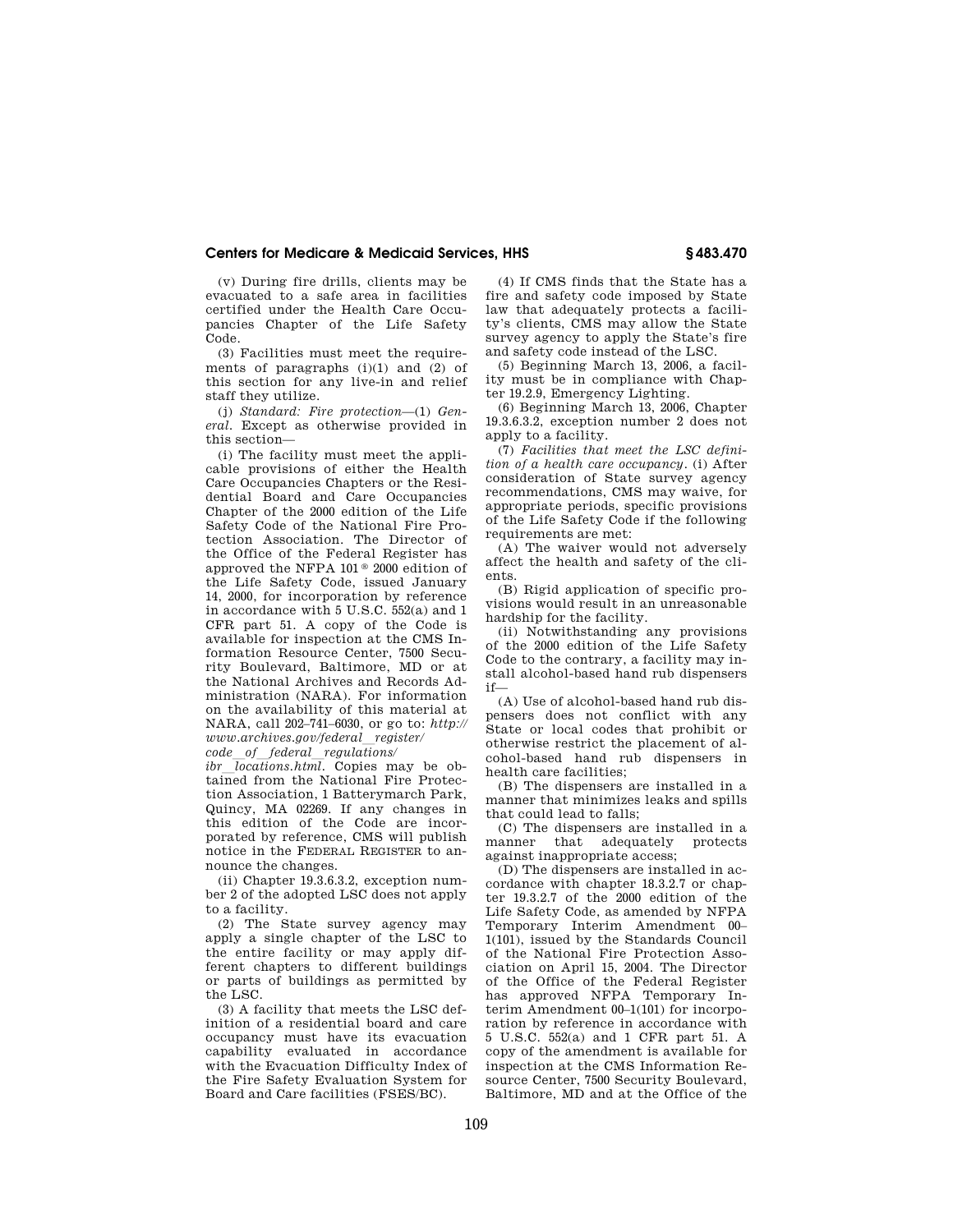(v) During fire drills, clients may be evacuated to a safe area in facilities certified under the Health Care Occupancies Chapter of the Life Safety Code.

(3) Facilities must meet the requirements of paragraphs (i)(1) and (2) of this section for any live-in and relief staff they utilize.

(j) *Standard: Fire protection*—(1) *General*. Except as otherwise provided in this section—

(i) The facility must meet the applicable provisions of either the Health Care Occupancies Chapters or the Residential Board and Care Occupancies Chapter of the 2000 edition of the Life Safety Code of the National Fire Protection Association. The Director of the Office of the Federal Register has approved the NFPA 101® 2000 edition of the Life Safety Code, issued January 14, 2000, for incorporation by reference in accordance with 5 U.S.C. 552(a) and 1 CFR part 51. A copy of the Code is available for inspection at the CMS Information Resource Center, 7500 Security Boulevard, Baltimore, MD or at the National Archives and Records Administration (NARA). For information on the availability of this material at NARA, call 202–741–6030, or go to: *http://www.archives.gov/federal_register/code_of_federal_regulations/ibr_locations.html*. Copies may be obtained from the National Fire Protection Association, 1 Batterymarch Park, Quincy, MA 02269. If any changes in this edition of the Code are incorporated by reference, CMS will publish notice in the FEDERAL REGISTER to announce the changes.

(ii) Chapter 19.3.6.3.2, exception number 2 of the adopted LSC does not apply to a facility.

(2) The State survey agency may apply a single chapter of the LSC to the entire facility or may apply different chapters to different buildings or parts of buildings as permitted by the LSC.

(3) A facility that meets the LSC definition of a residential board and care occupancy must have its evacuation capability evaluated in accordance with the Evacuation Difficulty Index of the Fire Safety Evaluation System for Board and Care facilities (FSES/BC).

(4) If CMS finds that the State has a fire and safety code imposed by State law that adequately protects a facility's clients, CMS may allow the State survey agency to apply the State's fire and safety code instead of the LSC.

(5) Beginning March 13, 2006, a facility must be in compliance with Chapter 19.2.9, Emergency Lighting.

(6) Beginning March 13, 2006, Chapter 19.3.6.3.2, exception number 2 does not apply to a facility.

(7) *Facilities that meet the LSC definition of a health care occupancy*. (i) After consideration of State survey agency recommendations, CMS may waive, for appropriate periods, specific provisions of the Life Safety Code if the following requirements are met:

(A) The waiver would not adversely affect the health and safety of the clients.

(B) Rigid application of specific provisions would result in an unreasonable hardship for the facility.

(ii) Notwithstanding any provisions of the 2000 edition of the Life Safety Code to the contrary, a facility may install alcohol-based hand rub dispensers if—

(A) Use of alcohol-based hand rub dispensers does not conflict with any State or local codes that prohibit or otherwise restrict the placement of alcohol-based hand rub dispensers in health care facilities;

(B) The dispensers are installed in a manner that minimizes leaks and spills that could lead to falls;

(C) The dispensers are installed in a manner that adequately protects against inappropriate access;

(D) The dispensers are installed in accordance with chapter 18.3.2.7 or chapter 19.3.2.7 of the 2000 edition of the Life Safety Code, as amended by NFPA Temporary Interim Amendment 00–1(101), issued by the Standards Council of the National Fire Protection Association on April 15, 2004. The Director of the Office of the Federal Register has approved NFPA Temporary Interim Amendment 00–1(101) for incorporation by reference in accordance with 5 U.S.C. 552(a) and 1 CFR part 51. A copy of the amendment is available for inspection at the CMS Information Resource Center, 7500 Security Boulevard, Baltimore, MD and at the Office of the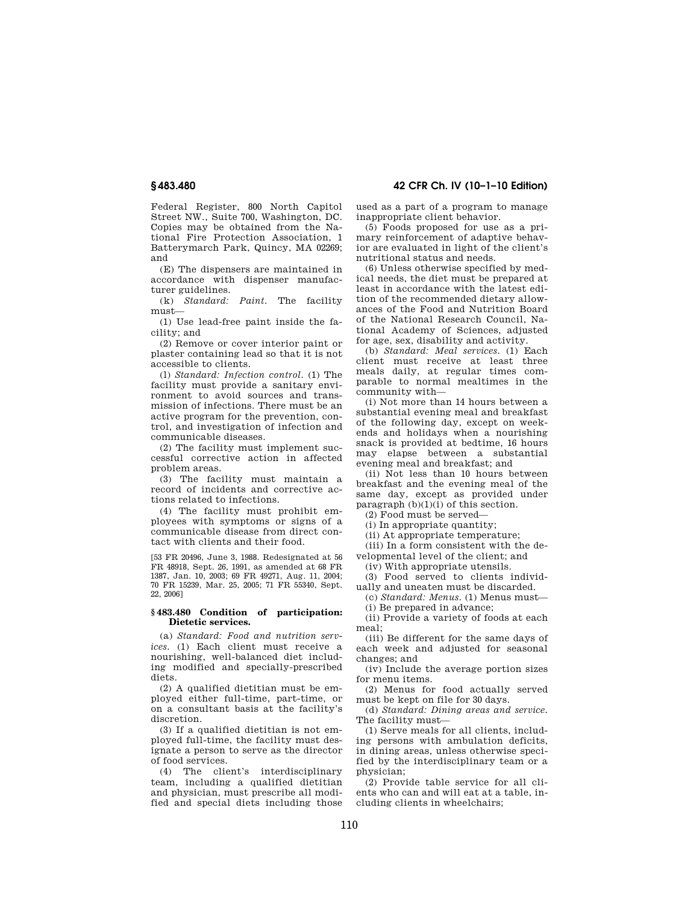Federal Register, 800 North Capitol Street NW., Suite 700, Washington, DC. Copies may be obtained from the National Fire Protection Association, 1 Batterymarch Park, Quincy, MA 02269; and

(E) The dispensers are maintained in accordance with dispenser manufacturer guidelines.

(k) *Standard: Paint.* The facility must—

(1) Use lead-free paint inside the facility; and

(2) Remove or cover interior paint or plaster containing lead so that it is not accessible to clients.

(l) *Standard: Infection control.* (1) The facility must provide a sanitary environment to avoid sources and transmission of infections. There must be an active program for the prevention, control, and investigation of infection and communicable diseases.

(2) The facility must implement successful corrective action in affected problem areas.

(3) The facility must maintain a record of incidents and corrective actions related to infections.

(4) The facility must prohibit employees with symptoms or signs of a communicable disease from direct contact with clients and their food.

[53 FR 20496, June 3, 1988. Redesignated at 56 FR 48918, Sept. 26, 1991, as amended at 68 FR 1387, Jan. 10, 2003; 69 FR 49271, Aug. 11, 2004; 70 FR 15239, Mar. 25, 2005; 71 FR 55340, Sept. 22, 2006]

### § 483.480 Condition of participation: Dietetic services.

(a) *Standard: Food and nutrition services.* (1) Each client must receive a nourishing, well-balanced diet including modified and specially-prescribed diets.

(2) A qualified dietitian must be employed either full-time, part-time, or on a consultant basis at the facility's discretion.

(3) If a qualified dietitian is not employed full-time, the facility must designate a person to serve as the director of food services.

(4) The client's interdisciplinary team, including a qualified dietitian and physician, must prescribe all modified and special diets including those used as a part of a program to manage inappropriate client behavior.

(5) Foods proposed for use as a primary reinforcement of adaptive behavior are evaluated in light of the client's nutritional status and needs.

(6) Unless otherwise specified by medical needs, the diet must be prepared at least in accordance with the latest edition of the recommended dietary allowances of the Food and Nutrition Board of the National Research Council, National Academy of Sciences, adjusted for age, sex, disability and activity.

(b) *Standard: Meal services.* (1) Each client must receive at least three meals daily, at regular times comparable to normal mealtimes in the community with—

(i) Not more than 14 hours between a substantial evening meal and breakfast of the following day, except on weekends and holidays when a nourishing snack is provided at bedtime, 16 hours may elapse between a substantial evening meal and breakfast; and

(ii) Not less than 10 hours between breakfast and the evening meal of the same day, except as provided under paragraph (b)(1)(i) of this section.

(2) Food must be served—

(i) In appropriate quantity;

(ii) At appropriate temperature;

(iii) In a form consistent with the developmental level of the client; and

(iv) With appropriate utensils.

(3) Food served to clients individually and uneaten must be discarded.

(c) *Standard: Menus.* (1) Menus must—

(i) Be prepared in advance;

(ii) Provide a variety of foods at each meal;

(iii) Be different for the same days of each week and adjusted for seasonal changes; and

(iv) Include the average portion sizes for menu items.

(2) Menus for food actually served must be kept on file for 30 days.

(d) *Standard: Dining areas and service.* The facility must—

(1) Serve meals for all clients, including persons with ambulation deficits, in dining areas, unless otherwise specified by the interdisciplinary team or a physician;

(2) Provide table service for all clients who can and will eat at a table, including clients in wheelchairs;